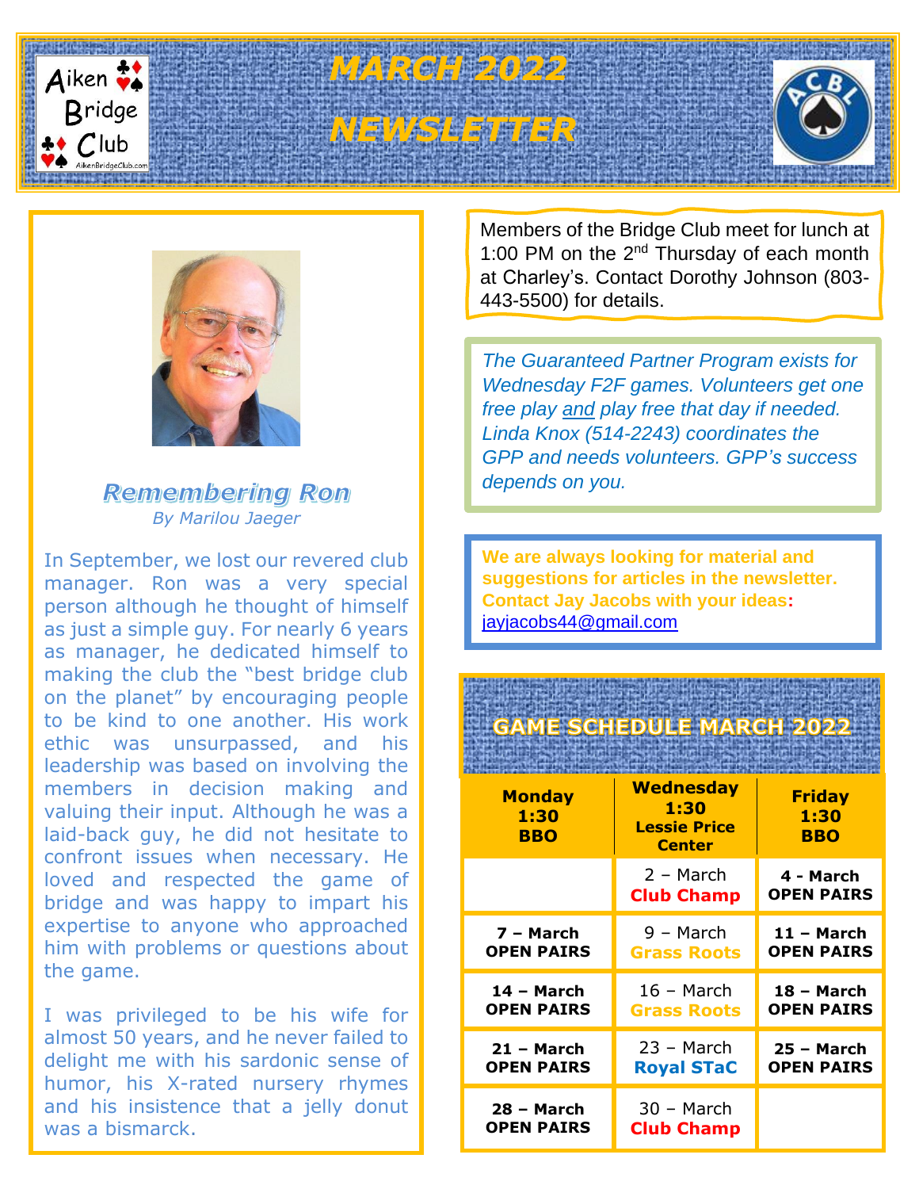# MARCH 2022 NEWSLETTER

Aiken Bridge Club

## Remembering Ron

*By Marilou Jaeger*

In September, we lost our revered club manager. Ron was a very special person although he thought of himself as just a simple guy. For nearly 6 years as manager, he dedicated himself to making the club the "best bridge club on the planet" by encouraging people to be kind to one another. His work ethic was unsurpassed, and his leadership was based on involving the members in decision making and valuing their input. Although he was a laid-back guy, he did not hesitate to confront issues when necessary. He loved and respected the game of bridge and was happy to impart his expertise to anyone who approached him with problems or questions about the game.

I was privileged to be his wife for almost 50 years, and he never failed to delight me with his sardonic sense of humor, his X-rated nursery rhymes and his insistence that a jelly donut was a bismarck.

Members of the Bridge Club meet for lunch at 1:00 PM on the 2nd Thursday of each month at Charley's. Contact Dorothy Johnson (803-443-5500) for details.

*The Guaranteed Partner Program exists for Wednesday F2F games. Volunteers get one free play and play free that day if needed. Linda Knox (514-2243) coordinates the GPP and needs volunteers. GPP's success depends on you.*

**We are always looking for material and suggestions for articles in the newsletter. Contact Jay Jacobs with your ideas:** jayjacobs44@gmail.com

## GAME SCHEDULE MARCH 2022

| Monday 1:30 BBO | Wednesday 1:30 Lessie Price Center | Friday 1:30 BBO |
|---|---|---|
| | 2 – March **Club Champ** | **4 - March OPEN PAIRS** |
| **7 – March OPEN PAIRS** | 9 – March **Grass Roots** | **11 – March OPEN PAIRS** |
| **14 – March OPEN PAIRS** | 16 – March **Grass Roots** | **18 – March OPEN PAIRS** |
| **21 – March OPEN PAIRS** | 23 – March **Royal STaC** | **25 – March OPEN PAIRS** |
| **28 – March OPEN PAIRS** | 30 – March **Club Champ** | |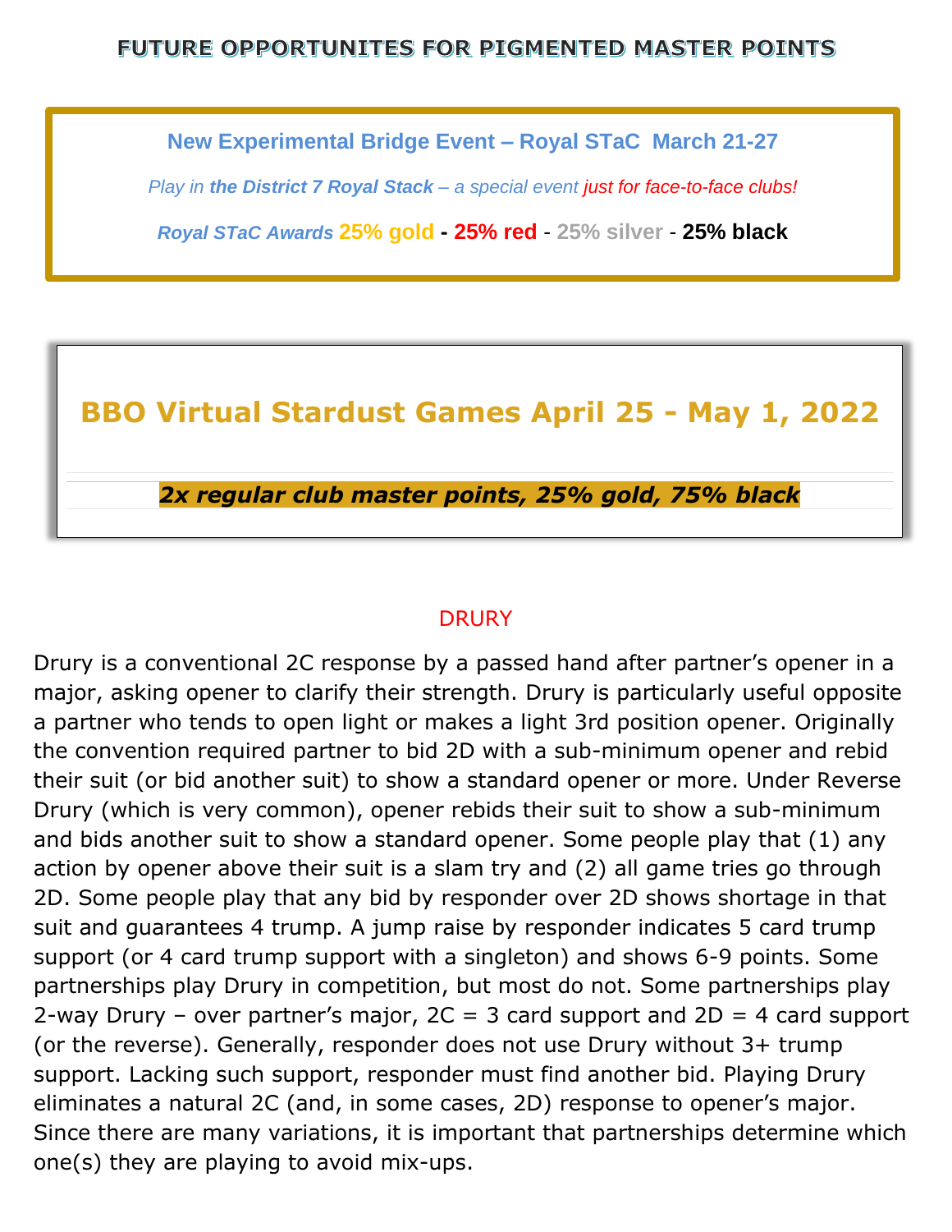# FUTURE OPPORTUNITES FOR PIGMENTED MASTER POINTS

**New Experimental Bridge Event – Royal STaC March 21-27**

*Play in **the District 7 Royal Stack** – a special event just for face-to-face clubs!*

***Royal STaC Awards*** **25% gold - 25% red - 25% silver - 25% black**

## BBO Virtual Stardust Games April 25 - May 1, 2022

***2x regular club master points, 25% gold, 75% black***

## DRURY

Drury is a conventional 2C response by a passed hand after partner's opener in a major, asking opener to clarify their strength. Drury is particularly useful opposite a partner who tends to open light or makes a light 3rd position opener. Originally the convention required partner to bid 2D with a sub-minimum opener and rebid their suit (or bid another suit) to show a standard opener or more. Under Reverse Drury (which is very common), opener rebids their suit to show a sub-minimum and bids another suit to show a standard opener. Some people play that (1) any action by opener above their suit is a slam try and (2) all game tries go through 2D. Some people play that any bid by responder over 2D shows shortage in that suit and guarantees 4 trump. A jump raise by responder indicates 5 card trump support (or 4 card trump support with a singleton) and shows 6-9 points. Some partnerships play Drury in competition, but most do not. Some partnerships play 2-way Drury – over partner's major, 2C = 3 card support and 2D = 4 card support (or the reverse). Generally, responder does not use Drury without 3+ trump support. Lacking such support, responder must find another bid. Playing Drury eliminates a natural 2C (and, in some cases, 2D) response to opener's major. Since there are many variations, it is important that partnerships determine which one(s) they are playing to avoid mix-ups.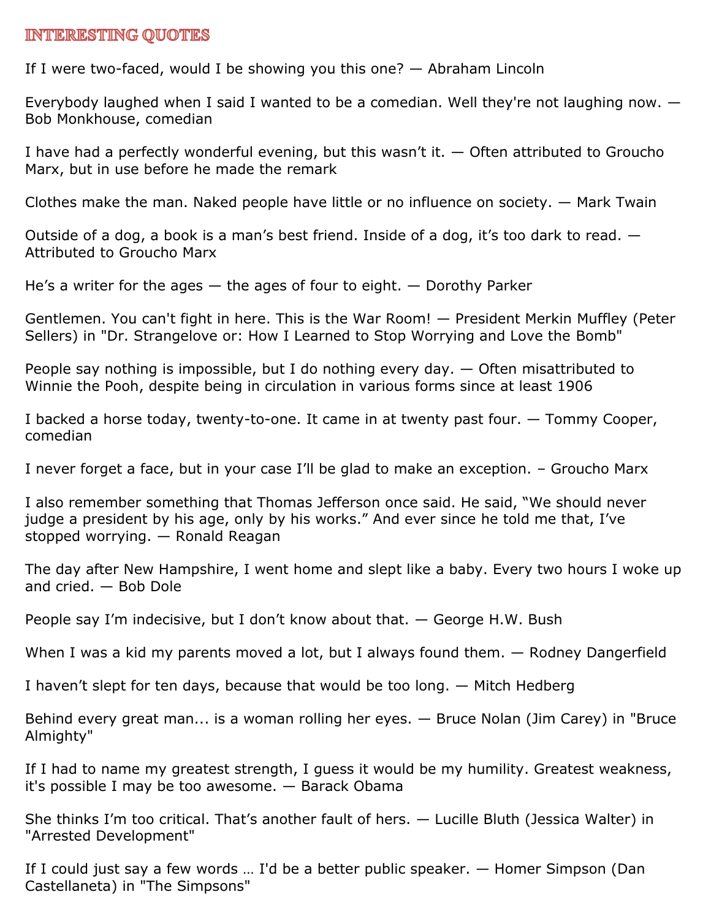## INTERESTING QUOTES

If I were two-faced, would I be showing you this one? — Abraham Lincoln

Everybody laughed when I said I wanted to be a comedian. Well they're not laughing now. — Bob Monkhouse, comedian

I have had a perfectly wonderful evening, but this wasn't it. — Often attributed to Groucho Marx, but in use before he made the remark

Clothes make the man. Naked people have little or no influence on society. — Mark Twain

Outside of a dog, a book is a man's best friend. Inside of a dog, it's too dark to read. — Attributed to Groucho Marx

He's a writer for the ages — the ages of four to eight. — Dorothy Parker

Gentlemen. You can't fight in here. This is the War Room! — President Merkin Muffley (Peter Sellers) in "Dr. Strangelove or: How I Learned to Stop Worrying and Love the Bomb"

People say nothing is impossible, but I do nothing every day. — Often misattributed to Winnie the Pooh, despite being in circulation in various forms since at least 1906

I backed a horse today, twenty-to-one. It came in at twenty past four. — Tommy Cooper, comedian

I never forget a face, but in your case I'll be glad to make an exception. – Groucho Marx

I also remember something that Thomas Jefferson once said. He said, "We should never judge a president by his age, only by his works." And ever since he told me that, I've stopped worrying. — Ronald Reagan

The day after New Hampshire, I went home and slept like a baby. Every two hours I woke up and cried. — Bob Dole

People say I'm indecisive, but I don't know about that. — George H.W. Bush

When I was a kid my parents moved a lot, but I always found them. — Rodney Dangerfield

I haven't slept for ten days, because that would be too long. — Mitch Hedberg

Behind every great man... is a woman rolling her eyes. — Bruce Nolan (Jim Carey) in "Bruce Almighty"

If I had to name my greatest strength, I guess it would be my humility. Greatest weakness, it's possible I may be too awesome. — Barack Obama

She thinks I'm too critical. That's another fault of hers. — Lucille Bluth (Jessica Walter) in "Arrested Development"

If I could just say a few words … I'd be a better public speaker. — Homer Simpson (Dan Castellaneta) in "The Simpsons"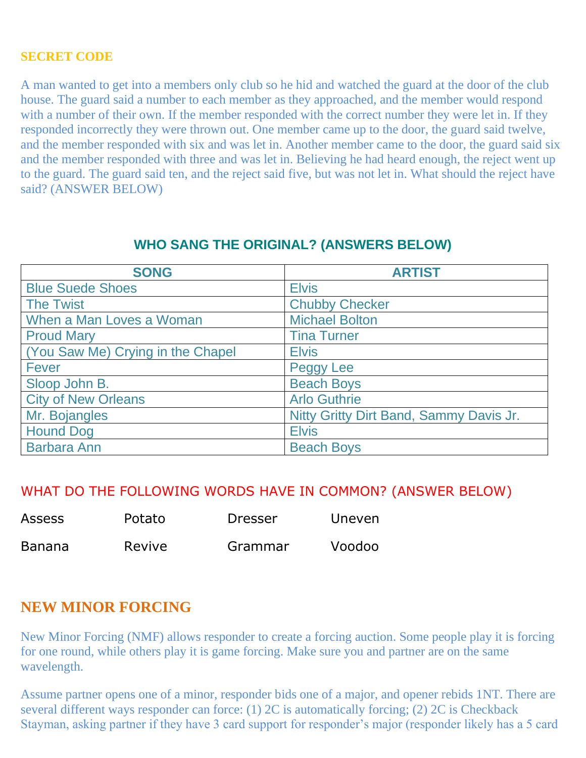## SECRET CODE

A man wanted to get into a members only club so he hid and watched the guard at the door of the club house. The guard said a number to each member as they approached, and the member would respond with a number of their own. If the member responded with the correct number they were let in. If they responded incorrectly they were thrown out. One member came up to the door, the guard said twelve, and the member responded with six and was let in. Another member came to the door, the guard said six and the member responded with three and was let in. Believing he had heard enough, the reject went up to the guard. The guard said ten, and the reject said five, but was not let in. What should the reject have said? (ANSWER BELOW)

## WHO SANG THE ORIGINAL? (ANSWERS BELOW)

| SONG | ARTIST |
|---|---|
| Blue Suede Shoes | Elvis |
| The Twist | Chubby Checker |
| When a Man Loves a Woman | Michael Bolton |
| Proud Mary | Tina Turner |
| (You Saw Me) Crying in the Chapel | Elvis |
| Fever | Peggy Lee |
| Sloop John B. | Beach Boys |
| City of New Orleans | Arlo Guthrie |
| Mr. Bojangles | Nitty Gritty Dirt Band, Sammy Davis Jr. |
| Hound Dog | Elvis |
| Barbara Ann | Beach Boys |

## WHAT DO THE FOLLOWING WORDS HAVE IN COMMON? (ANSWER BELOW)

| | | | |
|---|---|---|---|
| Assess | Potato | Dresser | Uneven |
| Banana | Revive | Grammar | Voodoo |

## NEW MINOR FORCING

New Minor Forcing (NMF) allows responder to create a forcing auction. Some people play it is forcing for one round, while others play it is game forcing. Make sure you and partner are on the same wavelength.

Assume partner opens one of a minor, responder bids one of a major, and opener rebids 1NT. There are several different ways responder can force: (1) 2C is automatically forcing; (2) 2C is Checkback Stayman, asking partner if they have 3 card support for responder's major (responder likely has a 5 card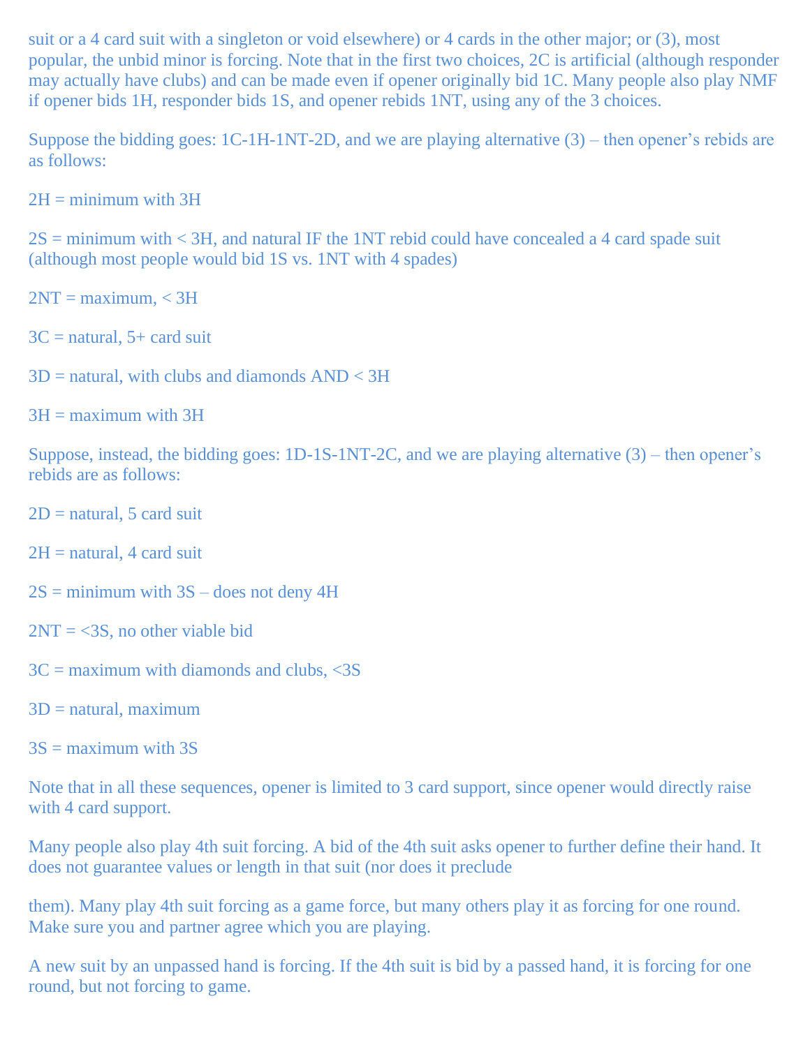suit or a 4 card suit with a singleton or void elsewhere) or 4 cards in the other major; or (3), most popular, the unbid minor is forcing. Note that in the first two choices, 2C is artificial (although responder may actually have clubs) and can be made even if opener originally bid 1C. Many people also play NMF if opener bids 1H, responder bids 1S, and opener rebids 1NT, using any of the 3 choices.

Suppose the bidding goes: 1C-1H-1NT-2D, and we are playing alternative (3) – then opener's rebids are as follows:

2H = minimum with 3H

2S = minimum with < 3H, and natural IF the 1NT rebid could have concealed a 4 card spade suit (although most people would bid 1S vs. 1NT with 4 spades)

2NT = maximum, < 3H

3C = natural, 5+ card suit

3D = natural, with clubs and diamonds AND < 3H

3H = maximum with 3H

Suppose, instead, the bidding goes: 1D-1S-1NT-2C, and we are playing alternative (3) – then opener's rebids are as follows:

2D = natural, 5 card suit

2H = natural, 4 card suit

2S = minimum with 3S – does not deny 4H

2NT = <3S, no other viable bid

3C = maximum with diamonds and clubs, <3S

3D = natural, maximum

3S = maximum with 3S

Note that in all these sequences, opener is limited to 3 card support, since opener would directly raise with 4 card support.

Many people also play 4th suit forcing. A bid of the 4th suit asks opener to further define their hand. It does not guarantee values or length in that suit (nor does it preclude them). Many play 4th suit forcing as a game force, but many others play it as forcing for one round. Make sure you and partner agree which you are playing.

A new suit by an unpassed hand is forcing. If the 4th suit is bid by a passed hand, it is forcing for one round, but not forcing to game.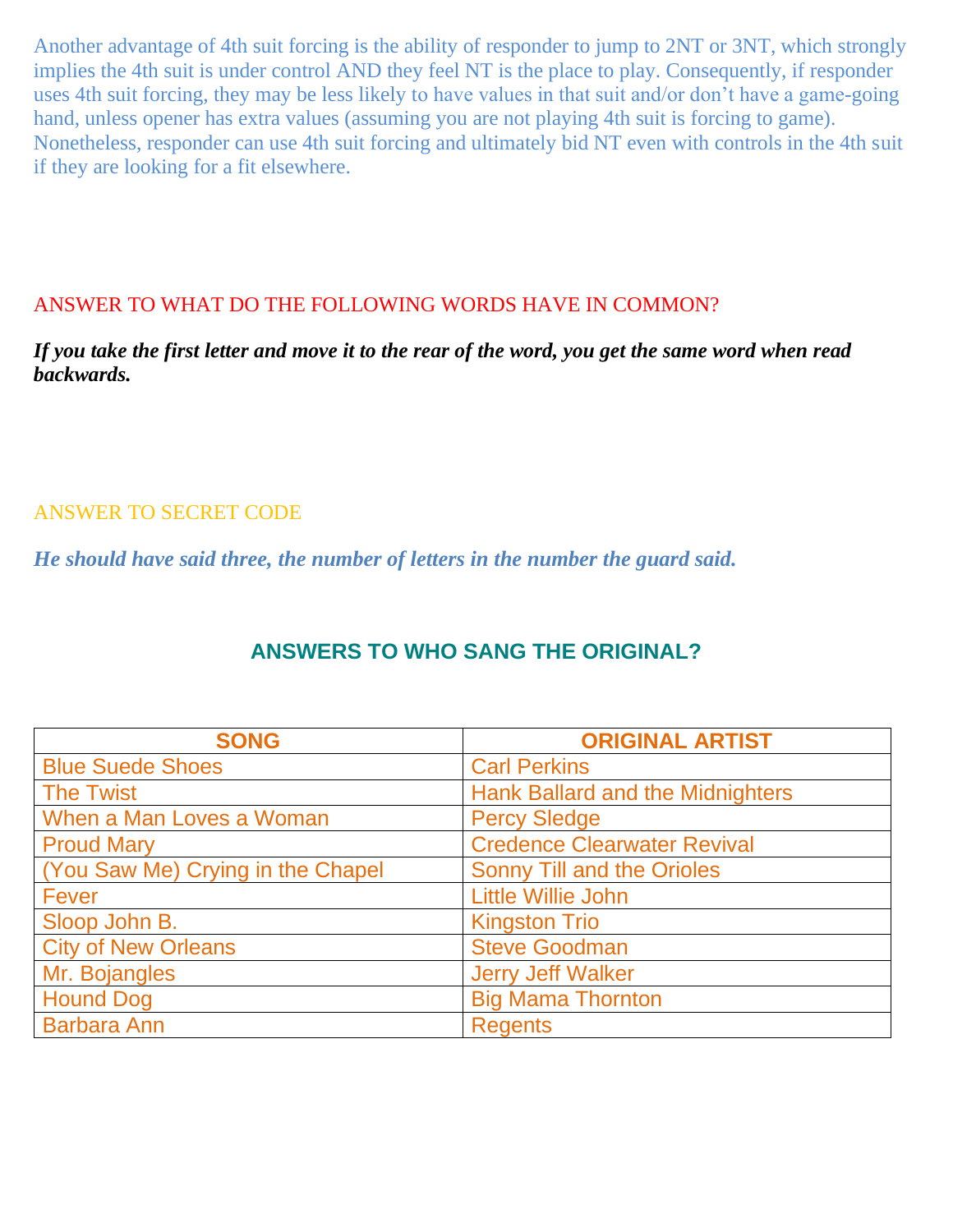Another advantage of 4th suit forcing is the ability of responder to jump to 2NT or 3NT, which strongly implies the 4th suit is under control AND they feel NT is the place to play. Consequently, if responder uses 4th suit forcing, they may be less likely to have values in that suit and/or don't have a game-going hand, unless opener has extra values (assuming you are not playing 4th suit is forcing to game). Nonetheless, responder can use 4th suit forcing and ultimately bid NT even with controls in the 4th suit if they are looking for a fit elsewhere.

ANSWER TO WHAT DO THE FOLLOWING WORDS HAVE IN COMMON?

***If you take the first letter and move it to the rear of the word, you get the same word when read backwards.***

ANSWER TO SECRET CODE

***He should have said three, the number of letters in the number the guard said.***

## ANSWERS TO WHO SANG THE ORIGINAL?

| SONG | ORIGINAL ARTIST |
|---|---|
| Blue Suede Shoes | Carl Perkins |
| The Twist | Hank Ballard and the Midnighters |
| When a Man Loves a Woman | Percy Sledge |
| Proud Mary | Credence Clearwater Revival |
| (You Saw Me) Crying in the Chapel | Sonny Till and the Orioles |
| Fever | Little Willie John |
| Sloop John B. | Kingston Trio |
| City of New Orleans | Steve Goodman |
| Mr. Bojangles | Jerry Jeff Walker |
| Hound Dog | Big Mama Thornton |
| Barbara Ann | Regents |